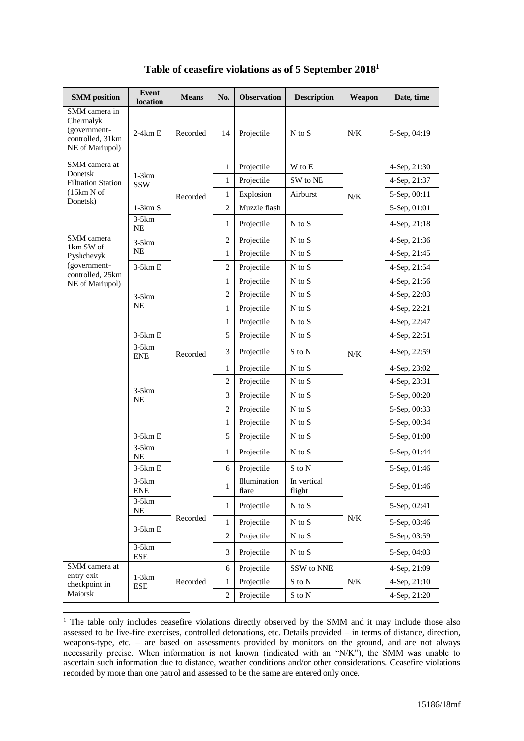# Table of ceasefire violations as of 5 September 2018[1]

| SMM position | Event location | Means | No. | Observation | Description | Weapon | Date, time |
|---|---|---|---|---|---|---|---|
| SMM camera in Chermalyk (government-controlled, 31km NE of Mariupol) | 2-4km E | Recorded | 14 | Projectile | N to S | N/K | 5-Sep, 04:19 |
| SMM camera at Donetsk Filtration Station (15km N of Donetsk) | 1-3km SSW | Recorded | 1 | Projectile | W to E | N/K | 4-Sep, 21:30 |
| | | | 1 | Projectile | SW to NE | | 4-Sep, 21:37 |
| | | | 1 | Explosion | Airburst | | 5-Sep, 00:11 |
| | 1-3km S | | 2 | Muzzle flash | | | 5-Sep, 01:01 |
| | 3-5km NE | | 1 | Projectile | N to S | | 4-Sep, 21:18 |
| SMM camera 1km SW of Pyshchevyk (government-controlled, 25km NE of Mariupol) | 3-5km NE | Recorded | 2 | Projectile | N to S | N/K | 4-Sep, 21:36 |
| | | | 1 | Projectile | N to S | | 4-Sep, 21:45 |
| | 3-5km E | | 2 | Projectile | N to S | | 4-Sep, 21:54 |
| | 3-5km NE | | 1 | Projectile | N to S | | 4-Sep, 21:56 |
| | | | 2 | Projectile | N to S | | 4-Sep, 22:03 |
| | | | 1 | Projectile | N to S | | 4-Sep, 22:21 |
| | | | 1 | Projectile | N to S | | 4-Sep, 22:47 |
| | 3-5km E | | 5 | Projectile | N to S | | 4-Sep, 22:51 |
| | 3-5km ENE | | 3 | Projectile | S to N | | 4-Sep, 22:59 |
| | 3-5km NE | | 1 | Projectile | N to S | | 4-Sep, 23:02 |
| | | | 2 | Projectile | N to S | | 4-Sep, 23:31 |
| | | | 3 | Projectile | N to S | | 5-Sep, 00:20 |
| | | | 2 | Projectile | N to S | | 5-Sep, 00:33 |
| | | | 1 | Projectile | N to S | | 5-Sep, 00:34 |
| | 3-5km E | | 5 | Projectile | N to S | | 5-Sep, 01:00 |
| | 3-5km NE | | 1 | Projectile | N to S | | 5-Sep, 01:44 |
| | 3-5km E | | 6 | Projectile | S to N | | 5-Sep, 01:46 |
| | 3-5km ENE | Recorded | 1 | Illumination flare | In vertical flight | N/K | 5-Sep, 01:46 |
| | 3-5km NE | | 1 | Projectile | N to S | | 5-Sep, 02:41 |
| | 3-5km E | | 1 | Projectile | N to S | | 5-Sep, 03:46 |
| | | | 2 | Projectile | N to S | | 5-Sep, 03:59 |
| | 3-5km ESE | | 3 | Projectile | N to S | | 5-Sep, 04:03 |
| SMM camera at entry-exit checkpoint in Maiorsk | 1-3km ESE | Recorded | 6 | Projectile | SSW to NNE | N/K | 4-Sep, 21:09 |
| | | | 1 | Projectile | S to N | | 4-Sep, 21:10 |
| | | | 2 | Projectile | S to N | | 4-Sep, 21:20 |

[1] The table only includes ceasefire violations directly observed by the SMM and it may include those also assessed to be live-fire exercises, controlled detonations, etc. Details provided – in terms of distance, direction, weapons-type, etc. – are based on assessments provided by monitors on the ground, and are not always necessarily precise. When information is not known (indicated with an "N/K"), the SMM was unable to ascertain such information due to distance, weather conditions and/or other considerations. Ceasefire violations recorded by more than one patrol and assessed to be the same are entered only once.

15186/18mf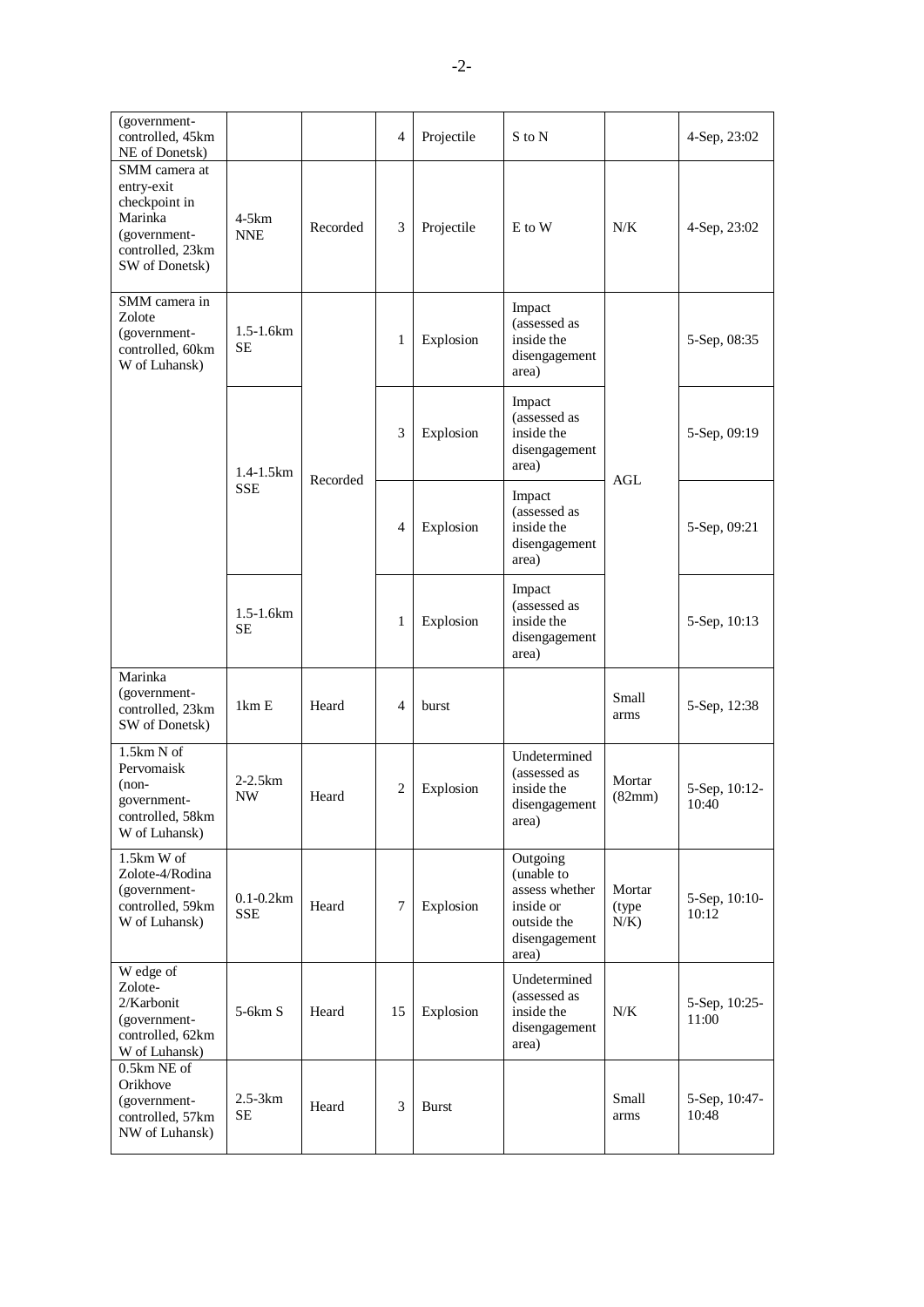| (government-controlled, 45km NE of Donetsk) | | | 4 | Projectile | S to N | | 4-Sep, 23:02 |
|---|---|---|---|---|---|---|---|
| SMM camera at entry-exit checkpoint in Marinka (government-controlled, 23km SW of Donetsk) | 4-5km NNE | Recorded | 3 | Projectile | E to W | N/K | 4-Sep, 23:02 |
| SMM camera in Zolote (government-controlled, 60km W of Luhansk) | 1.5-1.6km SE | Recorded | 1 | Explosion | Impact (assessed as inside the disengagement area) | AGL | 5-Sep, 08:35 |
| | 1.4-1.5km SSE | | 3 | Explosion | Impact (assessed as inside the disengagement area) | | 5-Sep, 09:19 |
| | | | 4 | Explosion | Impact (assessed as inside the disengagement area) | | 5-Sep, 09:21 |
| | 1.5-1.6km SE | | 1 | Explosion | Impact (assessed as inside the disengagement area) | | 5-Sep, 10:13 |
| Marinka (government-controlled, 23km SW of Donetsk) | 1km E | Heard | 4 | burst | | Small arms | 5-Sep, 12:38 |
| 1.5km N of Pervomaisk (non-government-controlled, 58km W of Luhansk) | 2-2.5km NW | Heard | 2 | Explosion | Undetermined (assessed as inside the disengagement area) | Mortar (82mm) | 5-Sep, 10:12-10:40 |
| 1.5km W of Zolote-4/Rodina (government-controlled, 59km W of Luhansk) | 0.1-0.2km SSE | Heard | 7 | Explosion | Outgoing (unable to assess whether inside or outside the disengagement area) | Mortar (type N/K) | 5-Sep, 10:10-10:12 |
| W edge of Zolote-2/Karbonit (government-controlled, 62km W of Luhansk) | 5-6km S | Heard | 15 | Explosion | Undetermined (assessed as inside the disengagement area) | N/K | 5-Sep, 10:25-11:00 |
| 0.5km NE of Orikhove (government-controlled, 57km NW of Luhansk) | 2.5-3km SE | Heard | 3 | Burst | | Small arms | 5-Sep, 10:47-10:48 |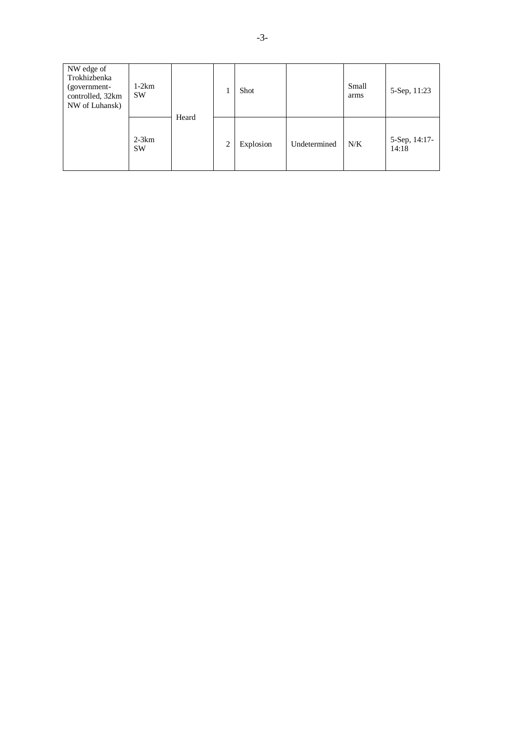| NW edge of Trokhizbenka (government-controlled, 32km NW of Luhansk) | 1-2km SW | Heard | 1 | Shot | | Small arms | 5-Sep, 11:23 |
|---|---|---|---|---|---|---|---|
| | 2-3km SW | | 2 | Explosion | Undetermined | N/K | 5-Sep, 14:17-14:18 |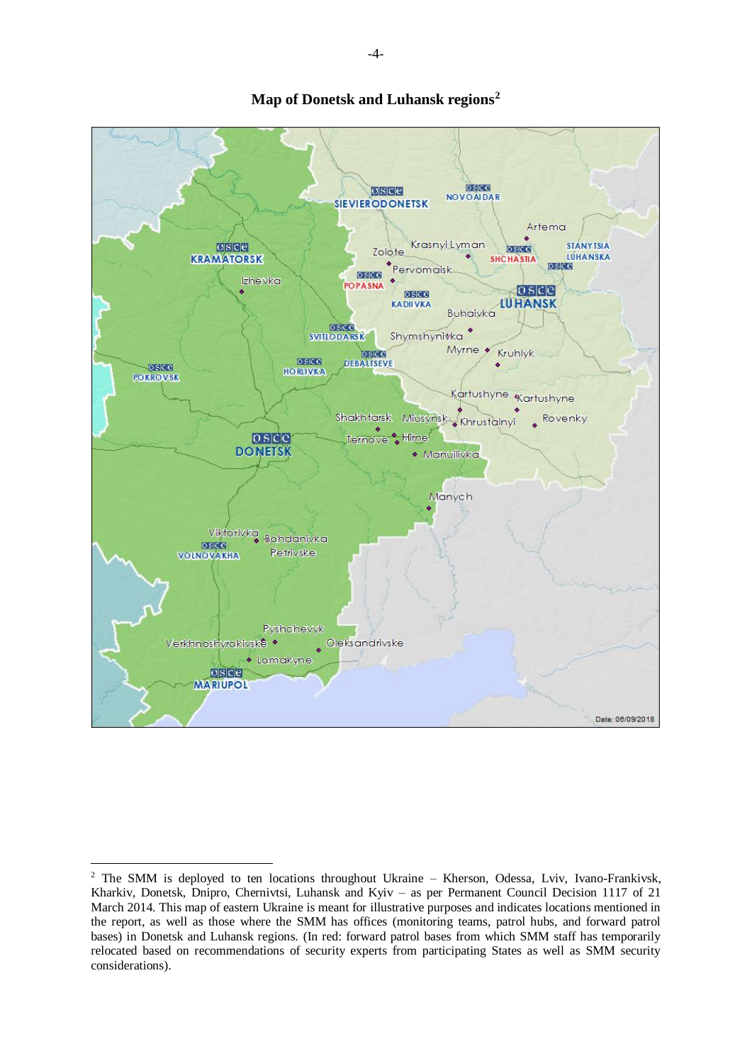## Map of Donetsk and Luhansk regions[2]

SIEVIERODONETSK
NOVOAIDAR
Artema
STANYTSIA LUHANSKA
SHCHASTIA
KRAMATORSK
Zolote
Krasnyi Lyman
Pervomaisk
POPASNA
Izhevka
KADIIVKA
LUHANSK
Buhaivka
SVITLODARSK
Shymshynivka
Myrne
Kruhlyk
DEBALTSEVE
HORLIVKA
POKROVSK
Kartushyne
Kartushyne
Shakhtarsk
Miusynsk
Khrustalnyi
Rovenky
Ternove
Hirne
DONETSK
Manuilivka
Manych
Viktorivka
Bohdanivka
VOLNOVAKHA
Petrivske
Pyshchevyk
Verkhnoshyrokivske
Oleksandrivske
Lomakyne
MARIUPOL
Date: 06/09/2018

[2] The SMM is deployed to ten locations throughout Ukraine – Kherson, Odessa, Lviv, Ivano-Frankivsk, Kharkiv, Donetsk, Dnipro, Chernivtsi, Luhansk and Kyiv – as per Permanent Council Decision 1117 of 21 March 2014. This map of eastern Ukraine is meant for illustrative purposes and indicates locations mentioned in the report, as well as those where the SMM has offices (monitoring teams, patrol hubs, and forward patrol bases) in Donetsk and Luhansk regions. (In red: forward patrol bases from which SMM staff has temporarily relocated based on recommendations of security experts from participating States as well as SMM security considerations).